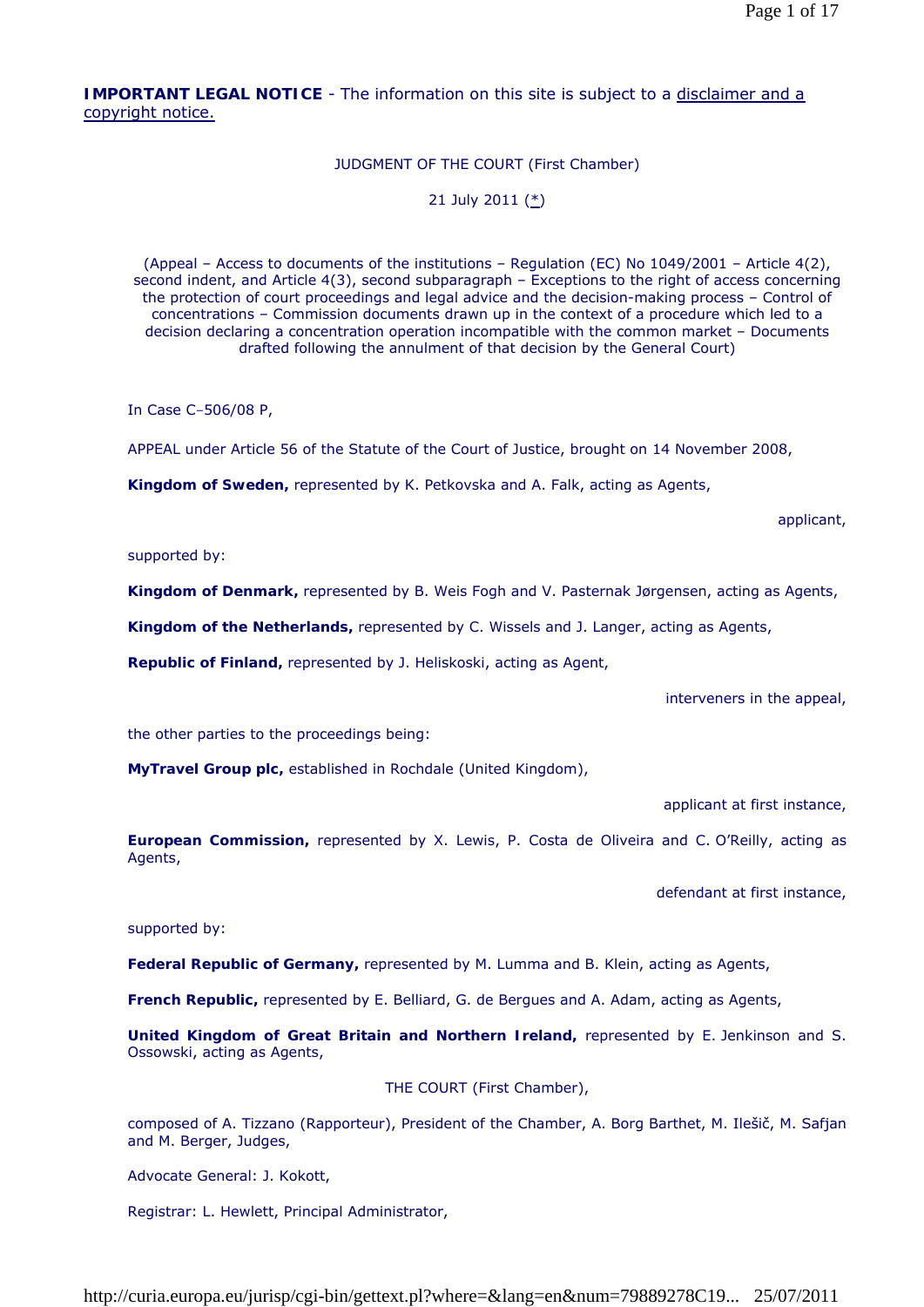**IMPORTANT LEGAL NOTICE** - The information on this site is subject to a disclaimer and a copyright notice.

JUDGMENT OF THE COURT (First Chamber)

21 July 2011 (*)

(Appeal – Access to documents of the institutions – Regulation (EC) No 1049/2001 – Article 4(2), second indent, and Article 4(3), second subparagraph – Exceptions to the right of access concerning the protection of court proceedings and legal advice and the decision-making process – Control of concentrations – Commission documents drawn up in the context of a procedure which led to a decision declaring a concentration operation incompatible with the common market – Documents drafted following the annulment of that decision by the General Court)

In Case C-506/08 P,

APPEAL under Article 56 of the Statute of the Court of Justice, brought on 14 November 2008,

**Kingdom of Sweden,** represented by K. Petkovska and A. Falk, acting as Agents,

applicant,

supported by:

**Kingdom of Denmark,** represented by B. Weis Fogh and V. Pasternak Jørgensen, acting as Agents,

**Kingdom of the Netherlands,** represented by C. Wissels and J. Langer, acting as Agents,

**Republic of Finland,** represented by J. Heliskoski, acting as Agent,

interveners in the appeal,

the other parties to the proceedings being:

**MyTravel Group plc,** established in Rochdale (United Kingdom),

applicant at first instance,

**European Commission,** represented by X. Lewis, P. Costa de Oliveira and C. O'Reilly, acting as Agents,

defendant at first instance,

supported by:

**Federal Republic of Germany,** represented by M. Lumma and B. Klein, acting as Agents,

**French Republic,** represented by E. Belliard, G. de Bergues and A. Adam, acting as Agents,

**United Kingdom of Great Britain and Northern Ireland,** represented by E. Jenkinson and S. Ossowski, acting as Agents,

THE COURT (First Chamber),

composed of A. Tizzano (Rapporteur), President of the Chamber, A. Borg Barthet, M. Ilešič, M. Safjan and M. Berger, Judges,

Advocate General: J. Kokott,

Registrar: L. Hewlett, Principal Administrator,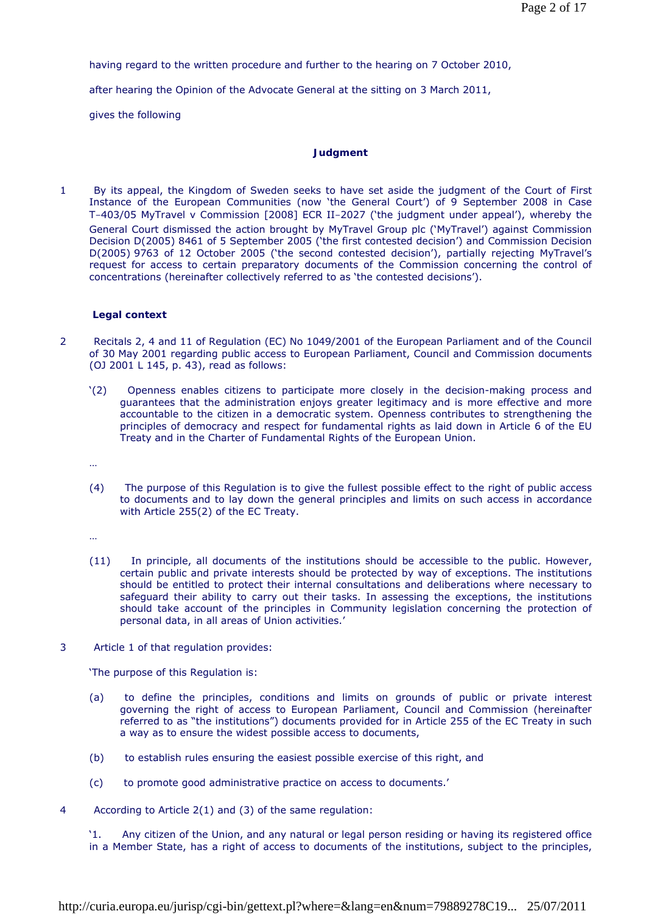having regard to the written procedure and further to the hearing on 7 October 2010,

after hearing the Opinion of the Advocate General at the sitting on 3 March 2011,

gives the following

## Judgment

1 By its appeal, the Kingdom of Sweden seeks to have set aside the judgment of the Court of First Instance of the European Communities (now 'the General Court') of 9 September 2008 in Case T-403/05 *MyTravel* v *Commission* [2008] ECR II-2027 ('the judgment under appeal'), whereby the General Court dismissed the action brought by MyTravel Group plc ('MyTravel') against Commission Decision D(2005) 8461 of 5 September 2005 ('the first contested decision') and Commission Decision D(2005) 9763 of 12 October 2005 ('the second contested decision'), partially rejecting MyTravel's request for access to certain preparatory documents of the Commission concerning the control of concentrations (hereinafter collectively referred to as 'the contested decisions').

### Legal context

2 Recitals 2, 4 and 11 of Regulation (EC) No 1049/2001 of the European Parliament and of the Council of 30 May 2001 regarding public access to European Parliament, Council and Commission documents (OJ 2001 L 145, p. 43), read as follows:

'(2) Openness enables citizens to participate more closely in the decision-making process and guarantees that the administration enjoys greater legitimacy and is more effective and more accountable to the citizen in a democratic system. Openness contributes to strengthening the principles of democracy and respect for fundamental rights as laid down in Article 6 of the EU Treaty and in the Charter of Fundamental Rights of the European Union.

…

(4) The purpose of this Regulation is to give the fullest possible effect to the right of public access to documents and to lay down the general principles and limits on such access in accordance with Article 255(2) of the EC Treaty.

…

(11) In principle, all documents of the institutions should be accessible to the public. However, certain public and private interests should be protected by way of exceptions. The institutions should be entitled to protect their internal consultations and deliberations where necessary to safeguard their ability to carry out their tasks. In assessing the exceptions, the institutions should take account of the principles in Community legislation concerning the protection of personal data, in all areas of Union activities.'

3 Article 1 of that regulation provides:

'The purpose of this Regulation is:

(a) to define the principles, conditions and limits on grounds of public or private interest governing the right of access to European Parliament, Council and Commission (hereinafter referred to as "the institutions") documents provided for in Article 255 of the EC Treaty in such a way as to ensure the widest possible access to documents,

(b) to establish rules ensuring the easiest possible exercise of this right, and

(c) to promote good administrative practice on access to documents.'

4 According to Article 2(1) and (3) of the same regulation:

'1. Any citizen of the Union, and any natural or legal person residing or having its registered office in a Member State, has a right of access to documents of the institutions, subject to the principles,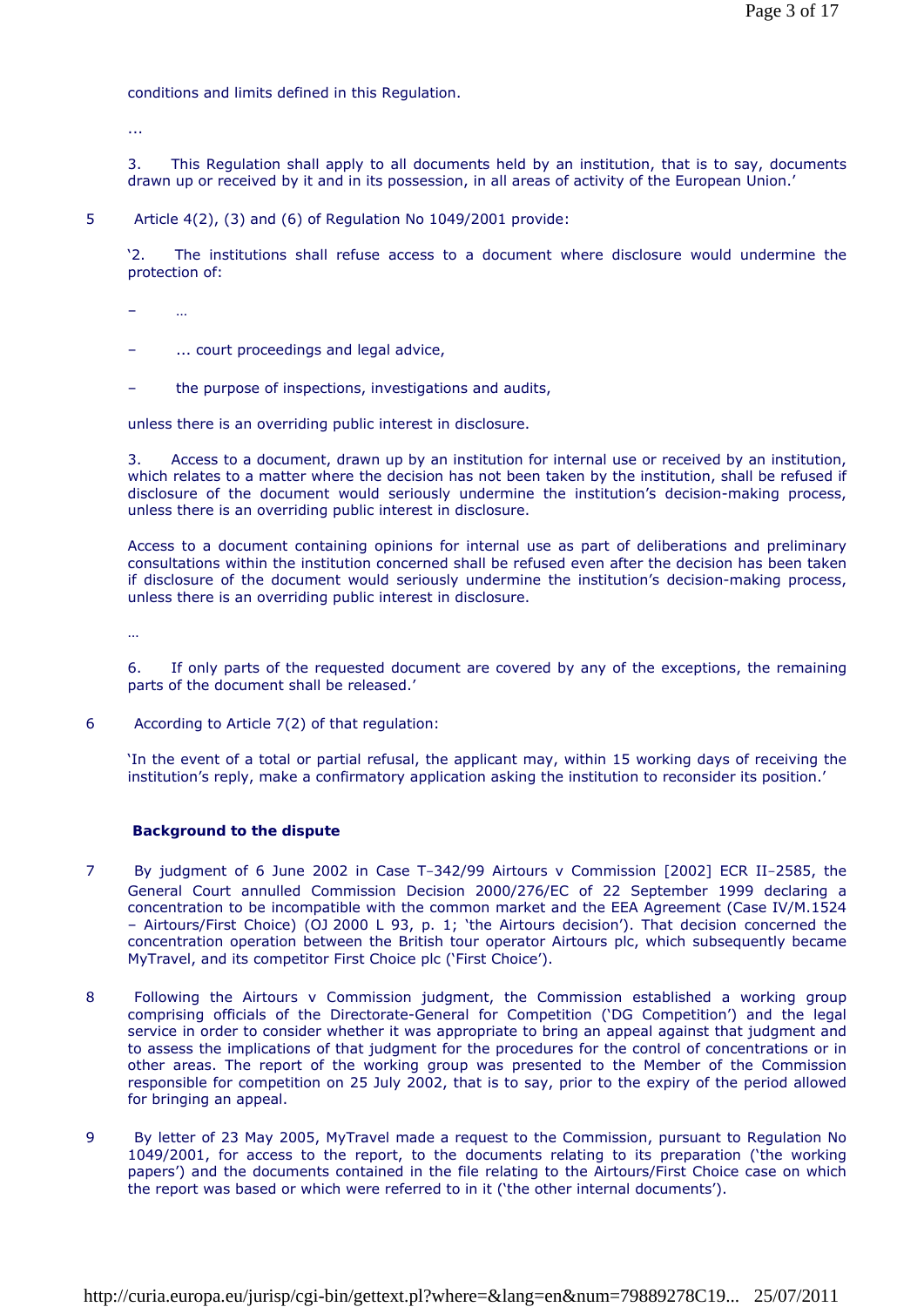conditions and limits defined in this Regulation.

...

3. This Regulation shall apply to all documents held by an institution, that is to say, documents drawn up or received by it and in its possession, in all areas of activity of the European Union.'

5 Article 4(2), (3) and (6) of Regulation No 1049/2001 provide:

'2. The institutions shall refuse access to a document where disclosure would undermine the protection of:

– …

– ... court proceedings and legal advice,

– the purpose of inspections, investigations and audits,

unless there is an overriding public interest in disclosure.

3. Access to a document, drawn up by an institution for internal use or received by an institution, which relates to a matter where the decision has not been taken by the institution, shall be refused if disclosure of the document would seriously undermine the institution's decision-making process, unless there is an overriding public interest in disclosure.

Access to a document containing opinions for internal use as part of deliberations and preliminary consultations within the institution concerned shall be refused even after the decision has been taken if disclosure of the document would seriously undermine the institution's decision-making process, unless there is an overriding public interest in disclosure.

…

6. If only parts of the requested document are covered by any of the exceptions, the remaining parts of the document shall be released.'

6 According to Article 7(2) of that regulation:

'In the event of a total or partial refusal, the applicant may, within 15 working days of receiving the institution's reply, make a confirmatory application asking the institution to reconsider its position.'

**Background to the dispute**

7 By judgment of 6 June 2002 in Case T‑342/99 Airtours v Commission [2002] ECR II‑2585, the General Court annulled Commission Decision 2000/276/EC of 22 September 1999 declaring a concentration to be incompatible with the common market and the EEA Agreement (Case IV/M.1524 – Airtours/First Choice) (OJ 2000 L 93, p. 1; 'the Airtours decision'). That decision concerned the concentration operation between the British tour operator Airtours plc, which subsequently became MyTravel, and its competitor First Choice plc ('First Choice').

8 Following the Airtours v Commission judgment, the Commission established a working group comprising officials of the Directorate-General for Competition ('DG Competition') and the legal service in order to consider whether it was appropriate to bring an appeal against that judgment and to assess the implications of that judgment for the procedures for the control of concentrations or in other areas. The report of the working group was presented to the Member of the Commission responsible for competition on 25 July 2002, that is to say, prior to the expiry of the period allowed for bringing an appeal.

9 By letter of 23 May 2005, MyTravel made a request to the Commission, pursuant to Regulation No 1049/2001, for access to the report, to the documents relating to its preparation ('the working papers') and the documents contained in the file relating to the Airtours/First Choice case on which the report was based or which were referred to in it ('the other internal documents').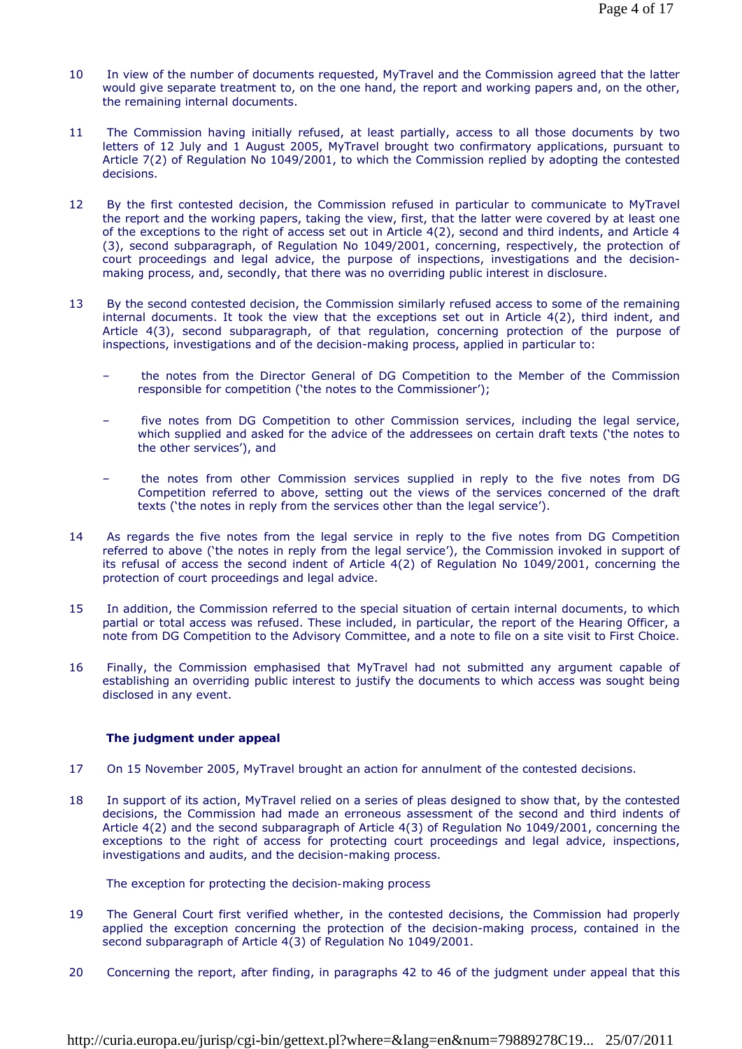10 In view of the number of documents requested, MyTravel and the Commission agreed that the latter would give separate treatment to, on the one hand, the report and working papers and, on the other, the remaining internal documents.

11 The Commission having initially refused, at least partially, access to all those documents by two letters of 12 July and 1 August 2005, MyTravel brought two confirmatory applications, pursuant to Article 7(2) of Regulation No 1049/2001, to which the Commission replied by adopting the contested decisions.

12 By the first contested decision, the Commission refused in particular to communicate to MyTravel the report and the working papers, taking the view, first, that the latter were covered by at least one of the exceptions to the right of access set out in Article 4(2), second and third indents, and Article 4(3), second subparagraph, of Regulation No 1049/2001, concerning, respectively, the protection of court proceedings and legal advice, the purpose of inspections, investigations and the decision-making process, and, secondly, that there was no overriding public interest in disclosure.

13 By the second contested decision, the Commission similarly refused access to some of the remaining internal documents. It took the view that the exceptions set out in Article 4(2), third indent, and Article 4(3), second subparagraph, of that regulation, concerning protection of the purpose of inspections, investigations and of the decision-making process, applied in particular to:

– the notes from the Director General of DG Competition to the Member of the Commission responsible for competition ('the notes to the Commissioner');

– five notes from DG Competition to other Commission services, including the legal service, which supplied and asked for the advice of the addressees on certain draft texts ('the notes to the other services'), and

– the notes from other Commission services supplied in reply to the five notes from DG Competition referred to above, setting out the views of the services concerned of the draft texts ('the notes in reply from the services other than the legal service').

14 As regards the five notes from the legal service in reply to the five notes from DG Competition referred to above ('the notes in reply from the legal service'), the Commission invoked in support of its refusal of access the second indent of Article 4(2) of Regulation No 1049/2001, concerning the protection of court proceedings and legal advice.

15 In addition, the Commission referred to the special situation of certain internal documents, to which partial or total access was refused. These included, in particular, the report of the Hearing Officer, a note from DG Competition to the Advisory Committee, and a note to file on a site visit to First Choice.

16 Finally, the Commission emphasised that MyTravel had not submitted any argument capable of establishing an overriding public interest to justify the documents to which access was sought being disclosed in any event.

**The judgment under appeal**

17 On 15 November 2005, MyTravel brought an action for annulment of the contested decisions.

18 In support of its action, MyTravel relied on a series of pleas designed to show that, by the contested decisions, the Commission had made an erroneous assessment of the second and third indents of Article 4(2) and the second subparagraph of Article 4(3) of Regulation No 1049/2001, concerning the exceptions to the right of access for protecting court proceedings and legal advice, inspections, investigations and audits, and the decision-making process.

The exception for protecting the decision-making process

19 The General Court first verified whether, in the contested decisions, the Commission had properly applied the exception concerning the protection of the decision-making process, contained in the second subparagraph of Article 4(3) of Regulation No 1049/2001.

20 Concerning the report, after finding, in paragraphs 42 to 46 of the judgment under appeal that this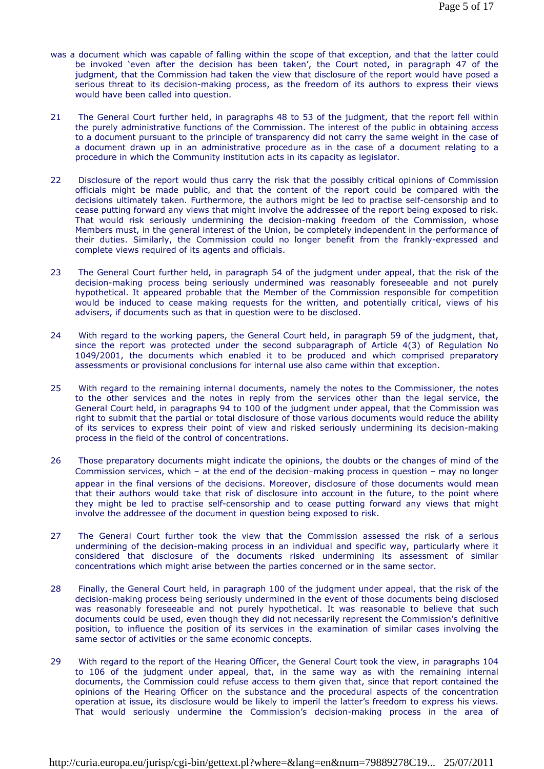was a document which was capable of falling within the scope of that exception, and that the latter could be invoked 'even after the decision has been taken', the Court noted, in paragraph 47 of the judgment, that the Commission had taken the view that disclosure of the report would have posed a serious threat to its decision-making process, as the freedom of its authors to express their views would have been called into question.

21 The General Court further held, in paragraphs 48 to 53 of the judgment, that the report fell within the purely administrative functions of the Commission. The interest of the public in obtaining access to a document pursuant to the principle of transparency did not carry the same weight in the case of a document drawn up in an administrative procedure as in the case of a document relating to a procedure in which the Community institution acts in its capacity as legislator.

22 Disclosure of the report would thus carry the risk that the possibly critical opinions of Commission officials might be made public, and that the content of the report could be compared with the decisions ultimately taken. Furthermore, the authors might be led to practise self-censorship and to cease putting forward any views that might involve the addressee of the report being exposed to risk. That would risk seriously undermining the decision-making freedom of the Commission, whose Members must, in the general interest of the Union, be completely independent in the performance of their duties. Similarly, the Commission could no longer benefit from the frankly-expressed and complete views required of its agents and officials.

23 The General Court further held, in paragraph 54 of the judgment under appeal, that the risk of the decision-making process being seriously undermined was reasonably foreseeable and not purely hypothetical. It appeared probable that the Member of the Commission responsible for competition would be induced to cease making requests for the written, and potentially critical, views of his advisers, if documents such as that in question were to be disclosed.

24 With regard to the working papers, the General Court held, in paragraph 59 of the judgment, that, since the report was protected under the second subparagraph of Article 4(3) of Regulation No 1049/2001, the documents which enabled it to be produced and which comprised preparatory assessments or provisional conclusions for internal use also came within that exception.

25 With regard to the remaining internal documents, namely the notes to the Commissioner, the notes to the other services and the notes in reply from the services other than the legal service, the General Court held, in paragraphs 94 to 100 of the judgment under appeal, that the Commission was right to submit that the partial or total disclosure of those various documents would reduce the ability of its services to express their point of view and risked seriously undermining its decision-making process in the field of the control of concentrations.

26 Those preparatory documents might indicate the opinions, the doubts or the changes of mind of the Commission services, which – at the end of the decision-making process in question – may no longer appear in the final versions of the decisions. Moreover, disclosure of those documents would mean that their authors would take that risk of disclosure into account in the future, to the point where they might be led to practise self-censorship and to cease putting forward any views that might involve the addressee of the document in question being exposed to risk.

27 The General Court further took the view that the Commission assessed the risk of a serious undermining of the decision-making process in an individual and specific way, particularly where it considered that disclosure of the documents risked undermining its assessment of similar concentrations which might arise between the parties concerned or in the same sector.

28 Finally, the General Court held, in paragraph 100 of the judgment under appeal, that the risk of the decision-making process being seriously undermined in the event of those documents being disclosed was reasonably foreseeable and not purely hypothetical. It was reasonable to believe that such documents could be used, even though they did not necessarily represent the Commission's definitive position, to influence the position of its services in the examination of similar cases involving the same sector of activities or the same economic concepts.

29 With regard to the report of the Hearing Officer, the General Court took the view, in paragraphs 104 to 106 of the judgment under appeal, that, in the same way as with the remaining internal documents, the Commission could refuse access to them given that, since that report contained the opinions of the Hearing Officer on the substance and the procedural aspects of the concentration operation at issue, its disclosure would be likely to imperil the latter's freedom to express his views. That would seriously undermine the Commission's decision-making process in the area of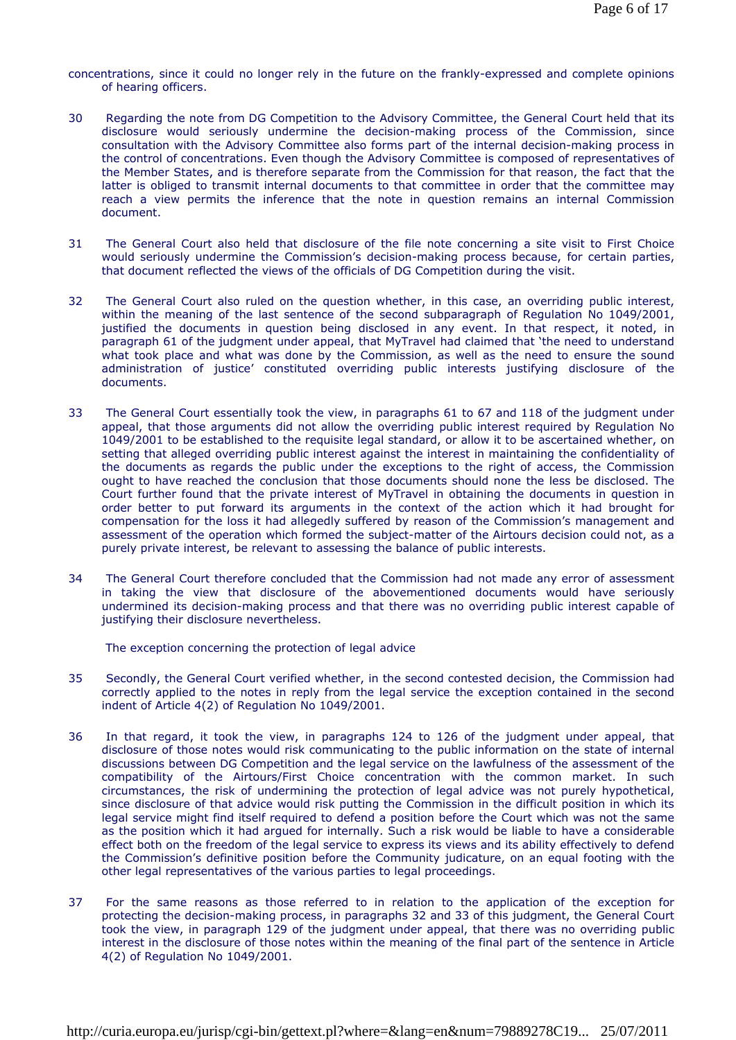concentrations, since it could no longer rely in the future on the frankly-expressed and complete opinions of hearing officers.

30 Regarding the note from DG Competition to the Advisory Committee, the General Court held that its disclosure would seriously undermine the decision-making process of the Commission, since consultation with the Advisory Committee also forms part of the internal decision-making process in the control of concentrations. Even though the Advisory Committee is composed of representatives of the Member States, and is therefore separate from the Commission for that reason, the fact that the latter is obliged to transmit internal documents to that committee in order that the committee may reach a view permits the inference that the note in question remains an internal Commission document.

31 The General Court also held that disclosure of the file note concerning a site visit to First Choice would seriously undermine the Commission's decision-making process because, for certain parties, that document reflected the views of the officials of DG Competition during the visit.

32 The General Court also ruled on the question whether, in this case, an overriding public interest, within the meaning of the last sentence of the second subparagraph of Regulation No 1049/2001, justified the documents in question being disclosed in any event. In that respect, it noted, in paragraph 61 of the judgment under appeal, that MyTravel had claimed that 'the need to understand what took place and what was done by the Commission, as well as the need to ensure the sound administration of justice' constituted overriding public interests justifying disclosure of the documents.

33 The General Court essentially took the view, in paragraphs 61 to 67 and 118 of the judgment under appeal, that those arguments did not allow the overriding public interest required by Regulation No 1049/2001 to be established to the requisite legal standard, or allow it to be ascertained whether, on setting that alleged overriding public interest against the interest in maintaining the confidentiality of the documents as regards the public under the exceptions to the right of access, the Commission ought to have reached the conclusion that those documents should none the less be disclosed. The Court further found that the private interest of MyTravel in obtaining the documents in question in order better to put forward its arguments in the context of the action which it had brought for compensation for the loss it had allegedly suffered by reason of the Commission's management and assessment of the operation which formed the subject-matter of the Airtours decision could not, as a purely private interest, be relevant to assessing the balance of public interests.

34 The General Court therefore concluded that the Commission had not made any error of assessment in taking the view that disclosure of the abovementioned documents would have seriously undermined its decision-making process and that there was no overriding public interest capable of justifying their disclosure nevertheless.

The exception concerning the protection of legal advice

35 Secondly, the General Court verified whether, in the second contested decision, the Commission had correctly applied to the notes in reply from the legal service the exception contained in the second indent of Article 4(2) of Regulation No 1049/2001.

36 In that regard, it took the view, in paragraphs 124 to 126 of the judgment under appeal, that disclosure of those notes would risk communicating to the public information on the state of internal discussions between DG Competition and the legal service on the lawfulness of the assessment of the compatibility of the Airtours/First Choice concentration with the common market. In such circumstances, the risk of undermining the protection of legal advice was not purely hypothetical, since disclosure of that advice would risk putting the Commission in the difficult position in which its legal service might find itself required to defend a position before the Court which was not the same as the position which it had argued for internally. Such a risk would be liable to have a considerable effect both on the freedom of the legal service to express its views and its ability effectively to defend the Commission's definitive position before the Community judicature, on an equal footing with the other legal representatives of the various parties to legal proceedings.

37 For the same reasons as those referred to in relation to the application of the exception for protecting the decision-making process, in paragraphs 32 and 33 of this judgment, the General Court took the view, in paragraph 129 of the judgment under appeal, that there was no overriding public interest in the disclosure of those notes within the meaning of the final part of the sentence in Article 4(2) of Regulation No 1049/2001.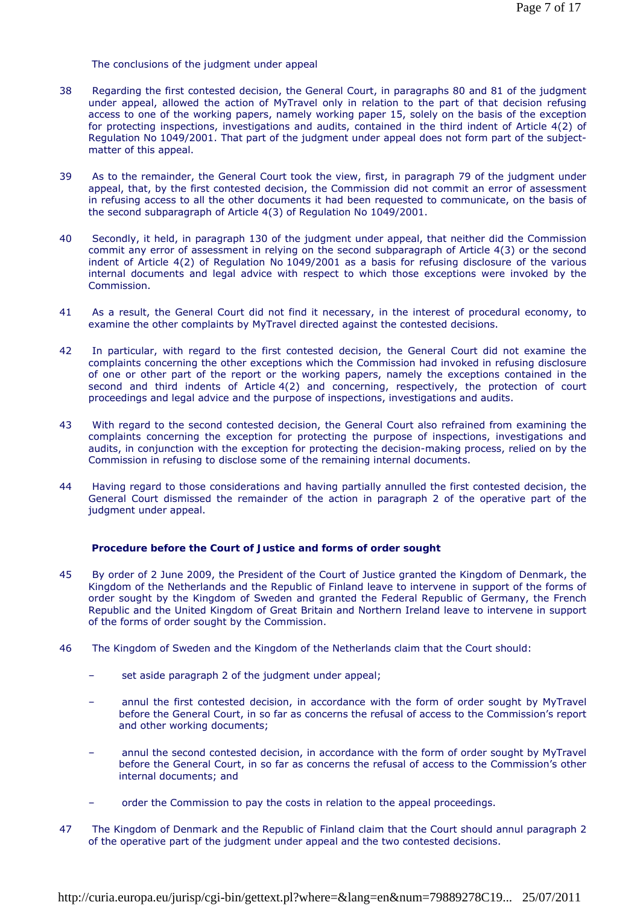The conclusions of the judgment under appeal

38 Regarding the first contested decision, the General Court, in paragraphs 80 and 81 of the judgment under appeal, allowed the action of MyTravel only in relation to the part of that decision refusing access to one of the working papers, namely working paper 15, solely on the basis of the exception for protecting inspections, investigations and audits, contained in the third indent of Article 4(2) of Regulation No 1049/2001. That part of the judgment under appeal does not form part of the subject-matter of this appeal.

39 As to the remainder, the General Court took the view, first, in paragraph 79 of the judgment under appeal, that, by the first contested decision, the Commission did not commit an error of assessment in refusing access to all the other documents it had been requested to communicate, on the basis of the second subparagraph of Article 4(3) of Regulation No 1049/2001.

40 Secondly, it held, in paragraph 130 of the judgment under appeal, that neither did the Commission commit any error of assessment in relying on the second subparagraph of Article 4(3) or the second indent of Article 4(2) of Regulation No 1049/2001 as a basis for refusing disclosure of the various internal documents and legal advice with respect to which those exceptions were invoked by the Commission.

41 As a result, the General Court did not find it necessary, in the interest of procedural economy, to examine the other complaints by MyTravel directed against the contested decisions.

42 In particular, with regard to the first contested decision, the General Court did not examine the complaints concerning the other exceptions which the Commission had invoked in refusing disclosure of one or other part of the report or the working papers, namely the exceptions contained in the second and third indents of Article 4(2) and concerning, respectively, the protection of court proceedings and legal advice and the purpose of inspections, investigations and audits.

43 With regard to the second contested decision, the General Court also refrained from examining the complaints concerning the exception for protecting the purpose of inspections, investigations and audits, in conjunction with the exception for protecting the decision-making process, relied on by the Commission in refusing to disclose some of the remaining internal documents.

44 Having regard to those considerations and having partially annulled the first contested decision, the General Court dismissed the remainder of the action in paragraph 2 of the operative part of the judgment under appeal.

**Procedure before the Court of Justice and forms of order sought**

45 By order of 2 June 2009, the President of the Court of Justice granted the Kingdom of Denmark, the Kingdom of the Netherlands and the Republic of Finland leave to intervene in support of the forms of order sought by the Kingdom of Sweden and granted the Federal Republic of Germany, the French Republic and the United Kingdom of Great Britain and Northern Ireland leave to intervene in support of the forms of order sought by the Commission.

46 The Kingdom of Sweden and the Kingdom of the Netherlands claim that the Court should:

– set aside paragraph 2 of the judgment under appeal;

– annul the first contested decision, in accordance with the form of order sought by MyTravel before the General Court, in so far as concerns the refusal of access to the Commission's report and other working documents;

– annul the second contested decision, in accordance with the form of order sought by MyTravel before the General Court, in so far as concerns the refusal of access to the Commission's other internal documents; and

– order the Commission to pay the costs in relation to the appeal proceedings.

47 The Kingdom of Denmark and the Republic of Finland claim that the Court should annul paragraph 2 of the operative part of the judgment under appeal and the two contested decisions.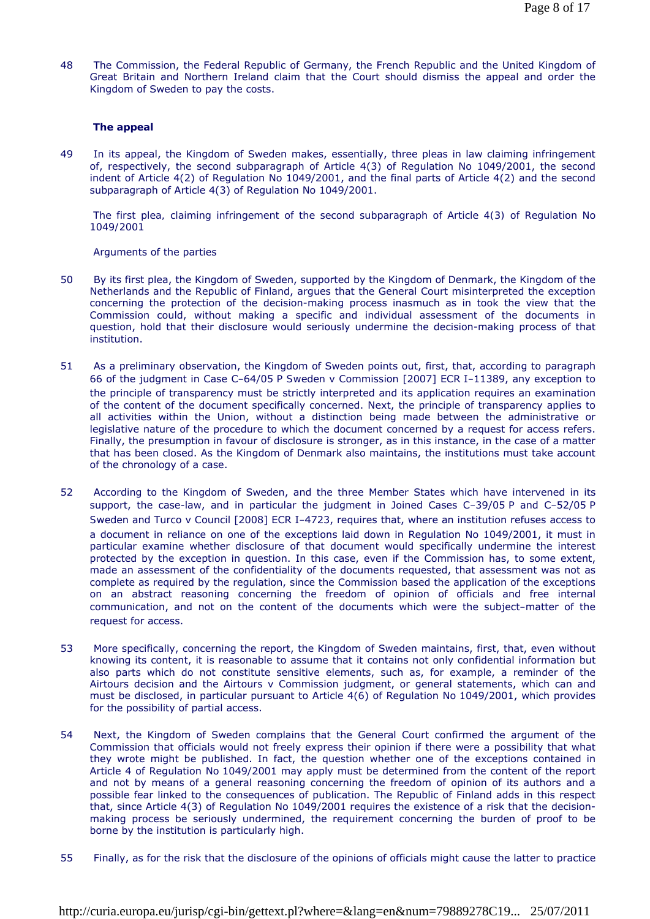48 The Commission, the Federal Republic of Germany, the French Republic and the United Kingdom of Great Britain and Northern Ireland claim that the Court should dismiss the appeal and order the Kingdom of Sweden to pay the costs.

**The appeal**

49 In its appeal, the Kingdom of Sweden makes, essentially, three pleas in law claiming infringement of, respectively, the second subparagraph of Article 4(3) of Regulation No 1049/2001, the second indent of Article 4(2) of Regulation No 1049/2001, and the final parts of Article 4(2) and the second subparagraph of Article 4(3) of Regulation No 1049/2001.

The first plea, claiming infringement of the second subparagraph of Article 4(3) of Regulation No 1049/2001

Arguments of the parties

50 By its first plea, the Kingdom of Sweden, supported by the Kingdom of Denmark, the Kingdom of the Netherlands and the Republic of Finland, argues that the General Court misinterpreted the exception concerning the protection of the decision-making process inasmuch as in took the view that the Commission could, without making a specific and individual assessment of the documents in question, hold that their disclosure would seriously undermine the decision-making process of that institution.

51 As a preliminary observation, the Kingdom of Sweden points out, first, that, according to paragraph 66 of the judgment in Case C‑64/05 P Sweden v Commission [2007] ECR I‑11389, any exception to the principle of transparency must be strictly interpreted and its application requires an examination of the content of the document specifically concerned. Next, the principle of transparency applies to all activities within the Union, without a distinction being made between the administrative or legislative nature of the procedure to which the document concerned by a request for access refers. Finally, the presumption in favour of disclosure is stronger, as in this instance, in the case of a matter that has been closed. As the Kingdom of Denmark also maintains, the institutions must take account of the chronology of a case.

52 According to the Kingdom of Sweden, and the three Member States which have intervened in its support, the case-law, and in particular the judgment in Joined Cases C‑39/05 P and C‑52/05 P Sweden and Turco v Council [2008] ECR I‑4723, requires that, where an institution refuses access to a document in reliance on one of the exceptions laid down in Regulation No 1049/2001, it must in particular examine whether disclosure of that document would specifically undermine the interest protected by the exception in question. In this case, even if the Commission has, to some extent, made an assessment of the confidentiality of the documents requested, that assessment was not as complete as required by the regulation, since the Commission based the application of the exceptions on an abstract reasoning concerning the freedom of opinion of officials and free internal communication, and not on the content of the documents which were the subject‑matter of the request for access.

53 More specifically, concerning the report, the Kingdom of Sweden maintains, first, that, even without knowing its content, it is reasonable to assume that it contains not only confidential information but also parts which do not constitute sensitive elements, such as, for example, a reminder of the Airtours decision and the Airtours v Commission judgment, or general statements, which can and must be disclosed, in particular pursuant to Article 4(6) of Regulation No 1049/2001, which provides for the possibility of partial access.

54 Next, the Kingdom of Sweden complains that the General Court confirmed the argument of the Commission that officials would not freely express their opinion if there were a possibility that what they wrote might be published. In fact, the question whether one of the exceptions contained in Article 4 of Regulation No 1049/2001 may apply must be determined from the content of the report and not by means of a general reasoning concerning the freedom of opinion of its authors and a possible fear linked to the consequences of publication. The Republic of Finland adds in this respect that, since Article 4(3) of Regulation No 1049/2001 requires the existence of a risk that the decision-making process be seriously undermined, the requirement concerning the burden of proof to be borne by the institution is particularly high.

55 Finally, as for the risk that the disclosure of the opinions of officials might cause the latter to practice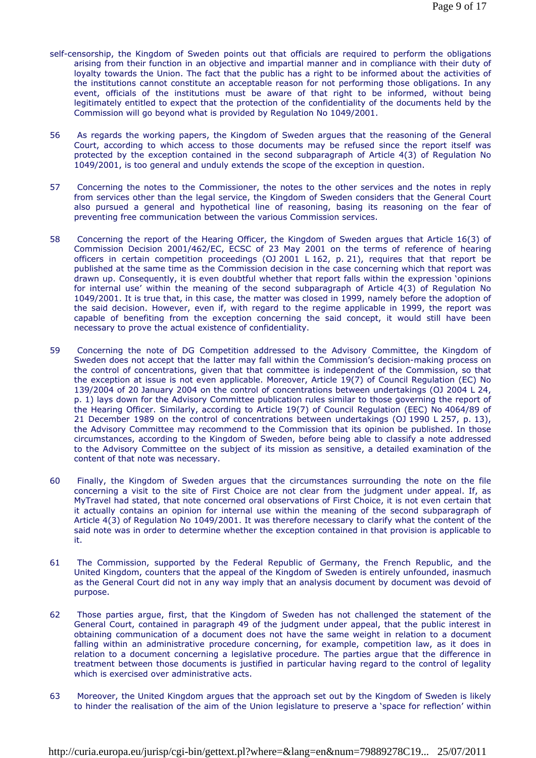self-censorship, the Kingdom of Sweden points out that officials are required to perform the obligations arising from their function in an objective and impartial manner and in compliance with their duty of loyalty towards the Union. The fact that the public has a right to be informed about the activities of the institutions cannot constitute an acceptable reason for not performing those obligations. In any event, officials of the institutions must be aware of that right to be informed, without being legitimately entitled to expect that the protection of the confidentiality of the documents held by the Commission will go beyond what is provided by Regulation No 1049/2001.

56 As regards the working papers, the Kingdom of Sweden argues that the reasoning of the General Court, according to which access to those documents may be refused since the report itself was protected by the exception contained in the second subparagraph of Article 4(3) of Regulation No 1049/2001, is too general and unduly extends the scope of the exception in question.

57 Concerning the notes to the Commissioner, the notes to the other services and the notes in reply from services other than the legal service, the Kingdom of Sweden considers that the General Court also pursued a general and hypothetical line of reasoning, basing its reasoning on the fear of preventing free communication between the various Commission services.

58 Concerning the report of the Hearing Officer, the Kingdom of Sweden argues that Article 16(3) of Commission Decision 2001/462/EC, ECSC of 23 May 2001 on the terms of reference of hearing officers in certain competition proceedings (OJ 2001 L 162, p. 21), requires that that report be published at the same time as the Commission decision in the case concerning which that report was drawn up. Consequently, it is even doubtful whether that report falls within the expression 'opinions for internal use' within the meaning of the second subparagraph of Article 4(3) of Regulation No 1049/2001. It is true that, in this case, the matter was closed in 1999, namely before the adoption of the said decision. However, even if, with regard to the regime applicable in 1999, the report was capable of benefiting from the exception concerning the said concept, it would still have been necessary to prove the actual existence of confidentiality.

59 Concerning the note of DG Competition addressed to the Advisory Committee, the Kingdom of Sweden does not accept that the latter may fall within the Commission's decision-making process on the control of concentrations, given that that committee is independent of the Commission, so that the exception at issue is not even applicable. Moreover, Article 19(7) of Council Regulation (EC) No 139/2004 of 20 January 2004 on the control of concentrations between undertakings (OJ 2004 L 24, p. 1) lays down for the Advisory Committee publication rules similar to those governing the report of the Hearing Officer. Similarly, according to Article 19(7) of Council Regulation (EEC) No 4064/89 of 21 December 1989 on the control of concentrations between undertakings (OJ 1990 L 257, p. 13), the Advisory Committee may recommend to the Commission that its opinion be published. In those circumstances, according to the Kingdom of Sweden, before being able to classify a note addressed to the Advisory Committee on the subject of its mission as sensitive, a detailed examination of the content of that note was necessary.

60 Finally, the Kingdom of Sweden argues that the circumstances surrounding the note on the file concerning a visit to the site of First Choice are not clear from the judgment under appeal. If, as MyTravel had stated, that note concerned oral observations of First Choice, it is not even certain that it actually contains an opinion for internal use within the meaning of the second subparagraph of Article 4(3) of Regulation No 1049/2001. It was therefore necessary to clarify what the content of the said note was in order to determine whether the exception contained in that provision is applicable to it.

61 The Commission, supported by the Federal Republic of Germany, the French Republic, and the United Kingdom, counters that the appeal of the Kingdom of Sweden is entirely unfounded, inasmuch as the General Court did not in any way imply that an analysis document by document was devoid of purpose.

62 Those parties argue, first, that the Kingdom of Sweden has not challenged the statement of the General Court, contained in paragraph 49 of the judgment under appeal, that the public interest in obtaining communication of a document does not have the same weight in relation to a document falling within an administrative procedure concerning, for example, competition law, as it does in relation to a document concerning a legislative procedure. The parties argue that the difference in treatment between those documents is justified in particular having regard to the control of legality which is exercised over administrative acts.

63 Moreover, the United Kingdom argues that the approach set out by the Kingdom of Sweden is likely to hinder the realisation of the aim of the Union legislature to preserve a 'space for reflection' within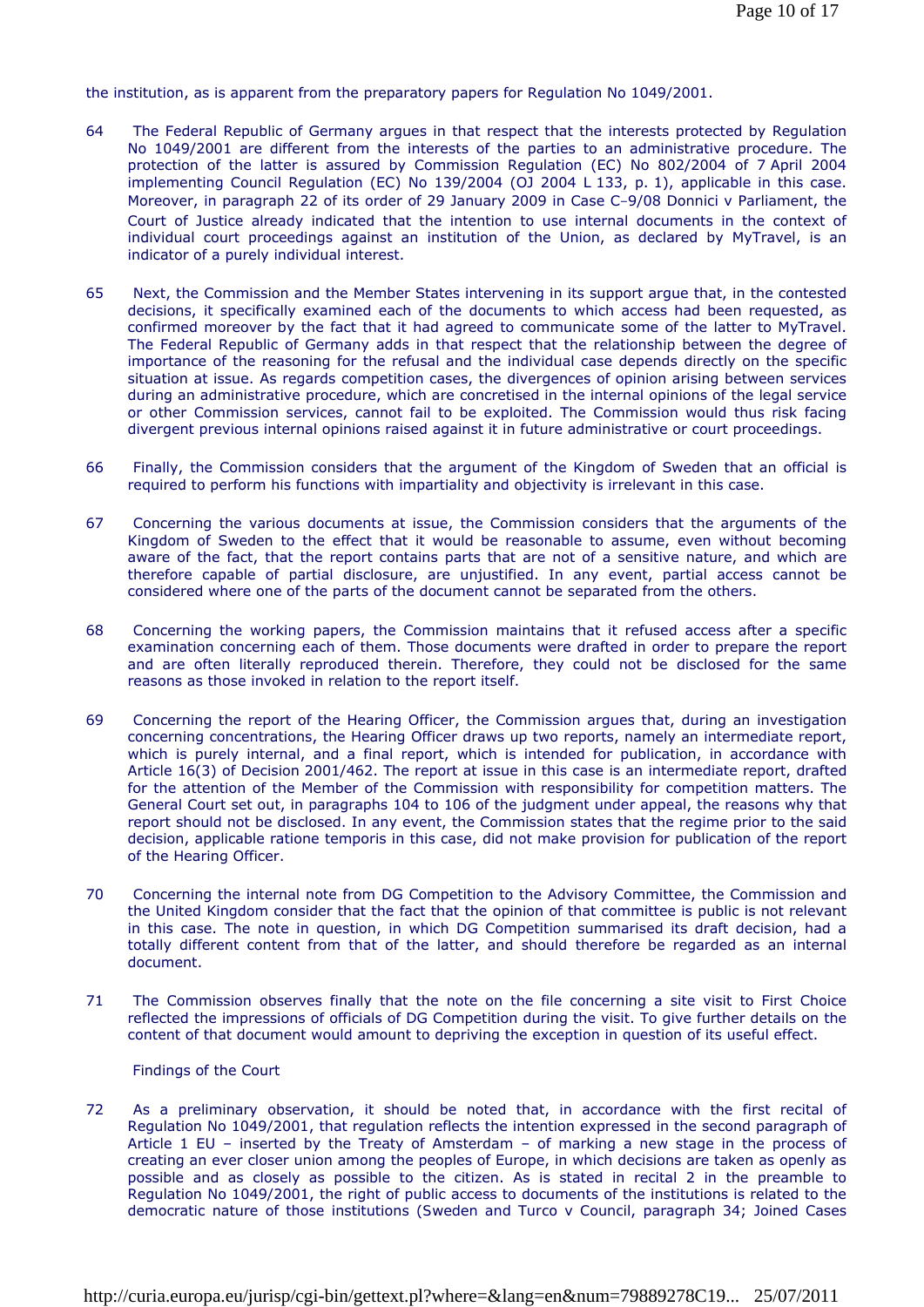the institution, as is apparent from the preparatory papers for Regulation No 1049/2001.

64 The Federal Republic of Germany argues in that respect that the interests protected by Regulation No 1049/2001 are different from the interests of the parties to an administrative procedure. The protection of the latter is assured by Commission Regulation (EC) No 802/2004 of 7 April 2004 implementing Council Regulation (EC) No 139/2004 (OJ 2004 L 133, p. 1), applicable in this case. Moreover, in paragraph 22 of its order of 29 January 2009 in Case C‑9/08 Donnici v Parliament, the Court of Justice already indicated that the intention to use internal documents in the context of individual court proceedings against an institution of the Union, as declared by MyTravel, is an indicator of a purely individual interest.

65 Next, the Commission and the Member States intervening in its support argue that, in the contested decisions, it specifically examined each of the documents to which access had been requested, as confirmed moreover by the fact that it had agreed to communicate some of the latter to MyTravel. The Federal Republic of Germany adds in that respect that the relationship between the degree of importance of the reasoning for the refusal and the individual case depends directly on the specific situation at issue. As regards competition cases, the divergences of opinion arising between services during an administrative procedure, which are concretised in the internal opinions of the legal service or other Commission services, cannot fail to be exploited. The Commission would thus risk facing divergent previous internal opinions raised against it in future administrative or court proceedings.

66 Finally, the Commission considers that the argument of the Kingdom of Sweden that an official is required to perform his functions with impartiality and objectivity is irrelevant in this case.

67 Concerning the various documents at issue, the Commission considers that the arguments of the Kingdom of Sweden to the effect that it would be reasonable to assume, even without becoming aware of the fact, that the report contains parts that are not of a sensitive nature, and which are therefore capable of partial disclosure, are unjustified. In any event, partial access cannot be considered where one of the parts of the document cannot be separated from the others.

68 Concerning the working papers, the Commission maintains that it refused access after a specific examination concerning each of them. Those documents were drafted in order to prepare the report and are often literally reproduced therein. Therefore, they could not be disclosed for the same reasons as those invoked in relation to the report itself.

69 Concerning the report of the Hearing Officer, the Commission argues that, during an investigation concerning concentrations, the Hearing Officer draws up two reports, namely an intermediate report, which is purely internal, and a final report, which is intended for publication, in accordance with Article 16(3) of Decision 2001/462. The report at issue in this case is an intermediate report, drafted for the attention of the Member of the Commission with responsibility for competition matters. The General Court set out, in paragraphs 104 to 106 of the judgment under appeal, the reasons why that report should not be disclosed. In any event, the Commission states that the regime prior to the said decision, applicable ratione temporis in this case, did not make provision for publication of the report of the Hearing Officer.

70 Concerning the internal note from DG Competition to the Advisory Committee, the Commission and the United Kingdom consider that the fact that the opinion of that committee is public is not relevant in this case. The note in question, in which DG Competition summarised its draft decision, had a totally different content from that of the latter, and should therefore be regarded as an internal document.

71 The Commission observes finally that the note on the file concerning a site visit to First Choice reflected the impressions of officials of DG Competition during the visit. To give further details on the content of that document would amount to depriving the exception in question of its useful effect.

Findings of the Court

72 As a preliminary observation, it should be noted that, in accordance with the first recital of Regulation No 1049/2001, that regulation reflects the intention expressed in the second paragraph of Article 1 EU – inserted by the Treaty of Amsterdam – of marking a new stage in the process of creating an ever closer union among the peoples of Europe, in which decisions are taken as openly as possible and as closely as possible to the citizen. As is stated in recital 2 in the preamble to Regulation No 1049/2001, the right of public access to documents of the institutions is related to the democratic nature of those institutions (Sweden and Turco v Council, paragraph 34; Joined Cases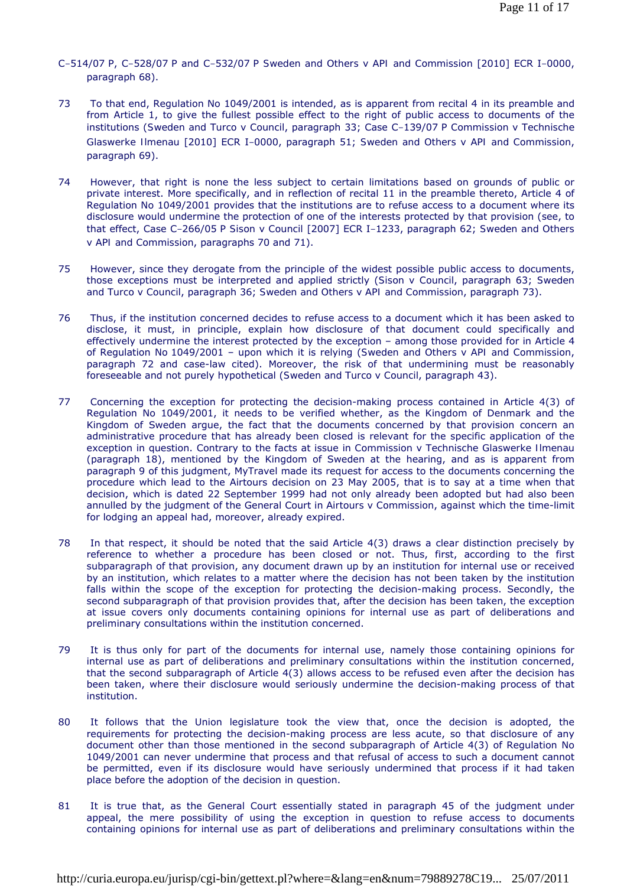C‑514/07 P, C‑528/07 P and C‑532/07 P Sweden and Others v API and Commission [2010] ECR I‑0000, paragraph 68).

73 To that end, Regulation No 1049/2001 is intended, as is apparent from recital 4 in its preamble and from Article 1, to give the fullest possible effect to the right of public access to documents of the institutions (Sweden and Turco v Council, paragraph 33; Case C‑139/07 P Commission v Technische Glaswerke Ilmenau [2010] ECR I‑0000, paragraph 51; Sweden and Others v API and Commission, paragraph 69).

74 However, that right is none the less subject to certain limitations based on grounds of public or private interest. More specifically, and in reflection of recital 11 in the preamble thereto, Article 4 of Regulation No 1049/2001 provides that the institutions are to refuse access to a document where its disclosure would undermine the protection of one of the interests protected by that provision (see, to that effect, Case C‑266/05 P Sison v Council [2007] ECR I‑1233, paragraph 62; Sweden and Others v API and Commission, paragraphs 70 and 71).

75 However, since they derogate from the principle of the widest possible public access to documents, those exceptions must be interpreted and applied strictly (Sison v Council, paragraph 63; Sweden and Turco v Council, paragraph 36; Sweden and Others v API and Commission, paragraph 73).

76 Thus, if the institution concerned decides to refuse access to a document which it has been asked to disclose, it must, in principle, explain how disclosure of that document could specifically and effectively undermine the interest protected by the exception – among those provided for in Article 4 of Regulation No 1049/2001 – upon which it is relying (Sweden and Others v API and Commission, paragraph 72 and case-law cited). Moreover, the risk of that undermining must be reasonably foreseeable and not purely hypothetical (Sweden and Turco v Council, paragraph 43).

77 Concerning the exception for protecting the decision-making process contained in Article 4(3) of Regulation No 1049/2001, it needs to be verified whether, as the Kingdom of Denmark and the Kingdom of Sweden argue, the fact that the documents concerned by that provision concern an administrative procedure that has already been closed is relevant for the specific application of the exception in question. Contrary to the facts at issue in Commission v Technische Glaswerke Ilmenau (paragraph 18), mentioned by the Kingdom of Sweden at the hearing, and as is apparent from paragraph 9 of this judgment, MyTravel made its request for access to the documents concerning the procedure which lead to the Airtours decision on 23 May 2005, that is to say at a time when that decision, which is dated 22 September 1999 had not only already been adopted but had also been annulled by the judgment of the General Court in Airtours v Commission, against which the time-limit for lodging an appeal had, moreover, already expired.

78 In that respect, it should be noted that the said Article 4(3) draws a clear distinction precisely by reference to whether a procedure has been closed or not. Thus, first, according to the first subparagraph of that provision, any document drawn up by an institution for internal use or received by an institution, which relates to a matter where the decision has not been taken by the institution falls within the scope of the exception for protecting the decision-making process. Secondly, the second subparagraph of that provision provides that, after the decision has been taken, the exception at issue covers only documents containing opinions for internal use as part of deliberations and preliminary consultations within the institution concerned.

79 It is thus only for part of the documents for internal use, namely those containing opinions for internal use as part of deliberations and preliminary consultations within the institution concerned, that the second subparagraph of Article 4(3) allows access to be refused even after the decision has been taken, where their disclosure would seriously undermine the decision-making process of that institution.

80 It follows that the Union legislature took the view that, once the decision is adopted, the requirements for protecting the decision-making process are less acute, so that disclosure of any document other than those mentioned in the second subparagraph of Article 4(3) of Regulation No 1049/2001 can never undermine that process and that refusal of access to such a document cannot be permitted, even if its disclosure would have seriously undermined that process if it had taken place before the adoption of the decision in question.

81 It is true that, as the General Court essentially stated in paragraph 45 of the judgment under appeal, the mere possibility of using the exception in question to refuse access to documents containing opinions for internal use as part of deliberations and preliminary consultations within the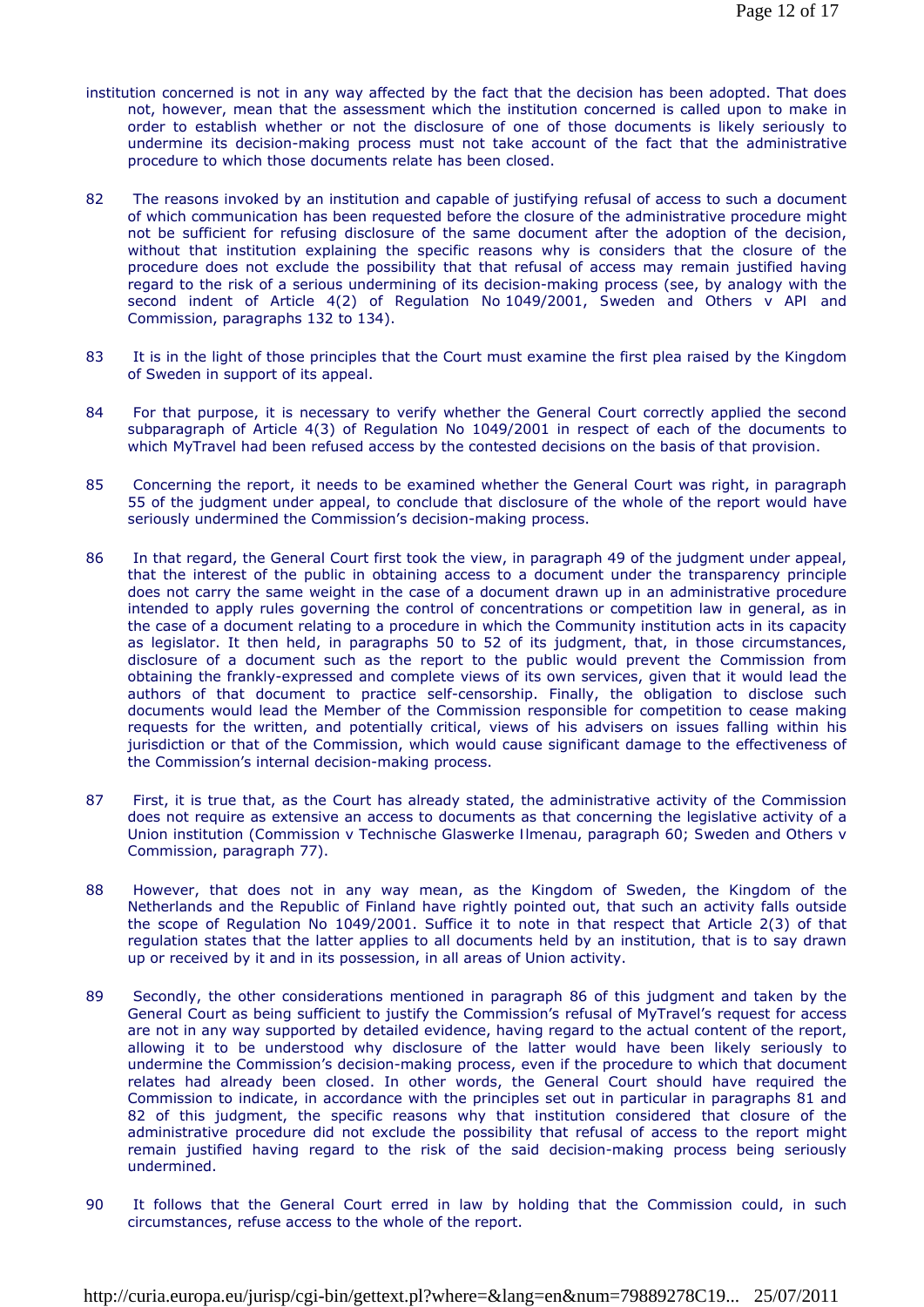institution concerned is not in any way affected by the fact that the decision has been adopted. That does not, however, mean that the assessment which the institution concerned is called upon to make in order to establish whether or not the disclosure of one of those documents is likely seriously to undermine its decision-making process must not take account of the fact that the administrative procedure to which those documents relate has been closed.

82 The reasons invoked by an institution and capable of justifying refusal of access to such a document of which communication has been requested before the closure of the administrative procedure might not be sufficient for refusing disclosure of the same document after the adoption of the decision, without that institution explaining the specific reasons why is considers that the closure of the procedure does not exclude the possibility that that refusal of access may remain justified having regard to the risk of a serious undermining of its decision-making process (see, by analogy with the second indent of Article 4(2) of Regulation No 1049/2001, *Sweden and Others* v *API and Commission*, paragraphs 132 to 134).

83 It is in the light of those principles that the Court must examine the first plea raised by the Kingdom of Sweden in support of its appeal.

84 For that purpose, it is necessary to verify whether the General Court correctly applied the second subparagraph of Article 4(3) of Regulation No 1049/2001 in respect of each of the documents to which MyTravel had been refused access by the contested decisions on the basis of that provision.

85 Concerning the report, it needs to be examined whether the General Court was right, in paragraph 55 of the judgment under appeal, to conclude that disclosure of the whole of the report would have seriously undermined the Commission's decision-making process.

86 In that regard, the General Court first took the view, in paragraph 49 of the judgment under appeal, that the interest of the public in obtaining access to a document under the transparency principle does not carry the same weight in the case of a document drawn up in an administrative procedure intended to apply rules governing the control of concentrations or competition law in general, as in the case of a document relating to a procedure in which the Community institution acts in its capacity as legislator. It then held, in paragraphs 50 to 52 of its judgment, that, in those circumstances, disclosure of a document such as the report to the public would prevent the Commission from obtaining the frankly-expressed and complete views of its own services, given that it would lead the authors of that document to practice self-censorship. Finally, the obligation to disclose such documents would lead the Member of the Commission responsible for competition to cease making requests for the written, and potentially critical, views of his advisers on issues falling within his jurisdiction or that of the Commission, which would cause significant damage to the effectiveness of the Commission's internal decision-making process.

87 First, it is true that, as the Court has already stated, the administrative activity of the Commission does not require as extensive an access to documents as that concerning the legislative activity of a Union institution (*Commission* v *Technische Glaswerke Ilmenau*, paragraph 60; *Sweden and Others* v *Commission*, paragraph 77).

88 However, that does not in any way mean, as the Kingdom of Sweden, the Kingdom of the Netherlands and the Republic of Finland have rightly pointed out, that such an activity falls outside the scope of Regulation No 1049/2001. Suffice it to note in that respect that Article 2(3) of that regulation states that the latter applies to all documents held by an institution, that is to say drawn up or received by it and in its possession, in all areas of Union activity.

89 Secondly, the other considerations mentioned in paragraph 86 of this judgment and taken by the General Court as being sufficient to justify the Commission's refusal of MyTravel's request for access are not in any way supported by detailed evidence, having regard to the actual content of the report, allowing it to be understood why disclosure of the latter would have been likely seriously to undermine the Commission's decision-making process, even if the procedure to which that document relates had already been closed. In other words, the General Court should have required the Commission to indicate, in accordance with the principles set out in particular in paragraphs 81 and 82 of this judgment, the specific reasons why that institution considered that closure of the administrative procedure did not exclude the possibility that refusal of access to the report might remain justified having regard to the risk of the said decision-making process being seriously undermined.

90 It follows that the General Court erred in law by holding that the Commission could, in such circumstances, refuse access to the whole of the report.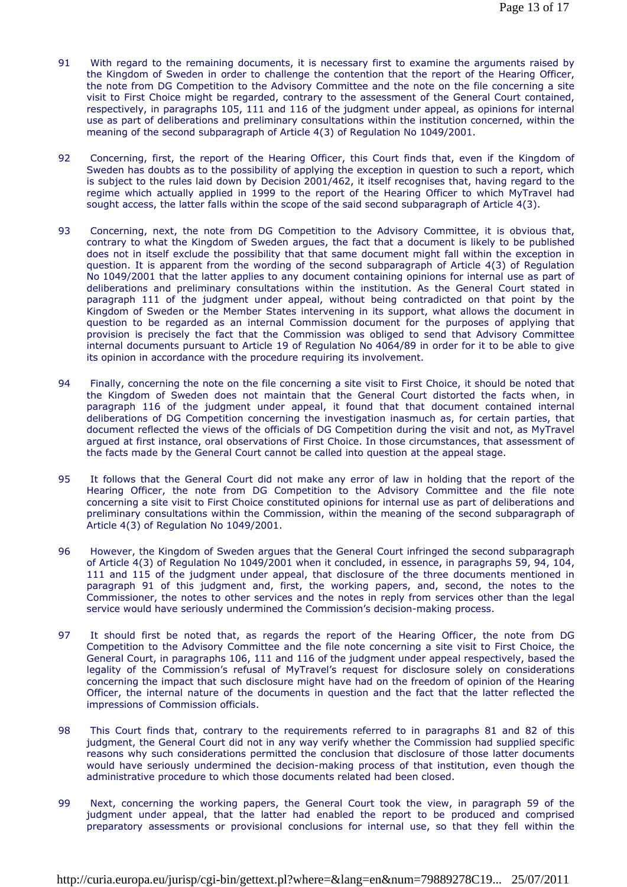91 With regard to the remaining documents, it is necessary first to examine the arguments raised by the Kingdom of Sweden in order to challenge the contention that the report of the Hearing Officer, the note from DG Competition to the Advisory Committee and the note on the file concerning a site visit to First Choice might be regarded, contrary to the assessment of the General Court contained, respectively, in paragraphs 105, 111 and 116 of the judgment under appeal, as opinions for internal use as part of deliberations and preliminary consultations within the institution concerned, within the meaning of the second subparagraph of Article 4(3) of Regulation No 1049/2001.

92 Concerning, first, the report of the Hearing Officer, this Court finds that, even if the Kingdom of Sweden has doubts as to the possibility of applying the exception in question to such a report, which is subject to the rules laid down by Decision 2001/462, it itself recognises that, having regard to the regime which actually applied in 1999 to the report of the Hearing Officer to which MyTravel had sought access, the latter falls within the scope of the said second subparagraph of Article 4(3).

93 Concerning, next, the note from DG Competition to the Advisory Committee, it is obvious that, contrary to what the Kingdom of Sweden argues, the fact that a document is likely to be published does not in itself exclude the possibility that that same document might fall within the exception in question. It is apparent from the wording of the second subparagraph of Article 4(3) of Regulation No 1049/2001 that the latter applies to any document containing opinions for internal use as part of deliberations and preliminary consultations within the institution. As the General Court stated in paragraph 111 of the judgment under appeal, without being contradicted on that point by the Kingdom of Sweden or the Member States intervening in its support, what allows the document in question to be regarded as an internal Commission document for the purposes of applying that provision is precisely the fact that the Commission was obliged to send that Advisory Committee internal documents pursuant to Article 19 of Regulation No 4064/89 in order for it to be able to give its opinion in accordance with the procedure requiring its involvement.

94 Finally, concerning the note on the file concerning a site visit to First Choice, it should be noted that the Kingdom of Sweden does not maintain that the General Court distorted the facts when, in paragraph 116 of the judgment under appeal, it found that that document contained internal deliberations of DG Competition concerning the investigation inasmuch as, for certain parties, that document reflected the views of the officials of DG Competition during the visit and not, as MyTravel argued at first instance, oral observations of First Choice. In those circumstances, that assessment of the facts made by the General Court cannot be called into question at the appeal stage.

95 It follows that the General Court did not make any error of law in holding that the report of the Hearing Officer, the note from DG Competition to the Advisory Committee and the file note concerning a site visit to First Choice constituted opinions for internal use as part of deliberations and preliminary consultations within the Commission, within the meaning of the second subparagraph of Article 4(3) of Regulation No 1049/2001.

96 However, the Kingdom of Sweden argues that the General Court infringed the second subparagraph of Article 4(3) of Regulation No 1049/2001 when it concluded, in essence, in paragraphs 59, 94, 104, 111 and 115 of the judgment under appeal, that disclosure of the three documents mentioned in paragraph 91 of this judgment and, first, the working papers, and, second, the notes to the Commissioner, the notes to other services and the notes in reply from services other than the legal service would have seriously undermined the Commission's decision-making process.

97 It should first be noted that, as regards the report of the Hearing Officer, the note from DG Competition to the Advisory Committee and the file note concerning a site visit to First Choice, the General Court, in paragraphs 106, 111 and 116 of the judgment under appeal respectively, based the legality of the Commission's refusal of MyTravel's request for disclosure solely on considerations concerning the impact that such disclosure might have had on the freedom of opinion of the Hearing Officer, the internal nature of the documents in question and the fact that the latter reflected the impressions of Commission officials.

98 This Court finds that, contrary to the requirements referred to in paragraphs 81 and 82 of this judgment, the General Court did not in any way verify whether the Commission had supplied specific reasons why such considerations permitted the conclusion that disclosure of those latter documents would have seriously undermined the decision-making process of that institution, even though the administrative procedure to which those documents related had been closed.

99 Next, concerning the working papers, the General Court took the view, in paragraph 59 of the judgment under appeal, that the latter had enabled the report to be produced and comprised preparatory assessments or provisional conclusions for internal use, so that they fell within the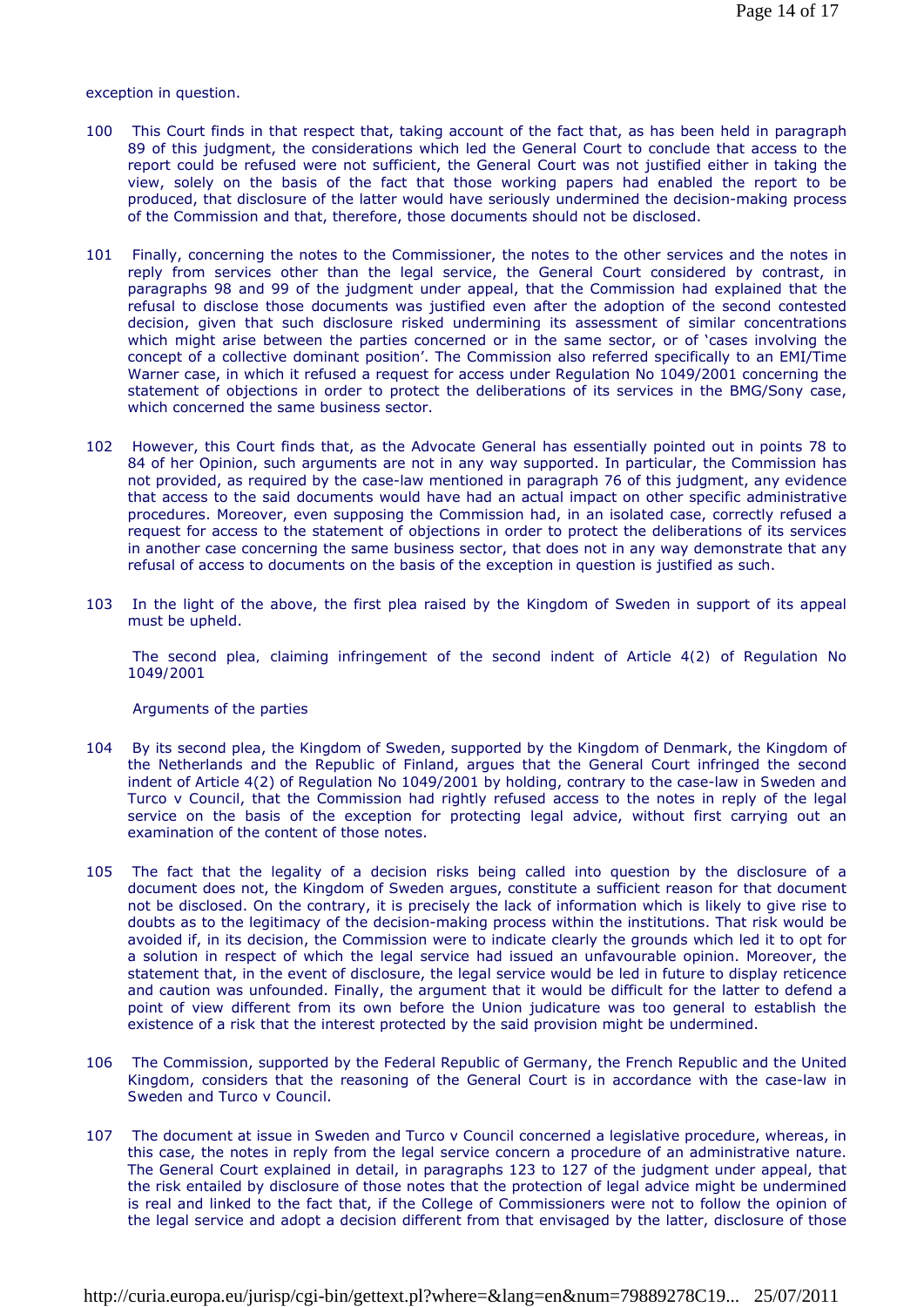exception in question.

100 This Court finds in that respect that, taking account of the fact that, as has been held in paragraph 89 of this judgment, the considerations which led the General Court to conclude that access to the report could be refused were not sufficient, the General Court was not justified either in taking the view, solely on the basis of the fact that those working papers had enabled the report to be produced, that disclosure of the latter would have seriously undermined the decision-making process of the Commission and that, therefore, those documents should not be disclosed.

101 Finally, concerning the notes to the Commissioner, the notes to the other services and the notes in reply from services other than the legal service, the General Court considered by contrast, in paragraphs 98 and 99 of the judgment under appeal, that the Commission had explained that the refusal to disclose those documents was justified even after the adoption of the second contested decision, given that such disclosure risked undermining its assessment of similar concentrations which might arise between the parties concerned or in the same sector, or of 'cases involving the concept of a collective dominant position'. The Commission also referred specifically to an EMI/Time Warner case, in which it refused a request for access under Regulation No 1049/2001 concerning the statement of objections in order to protect the deliberations of its services in the BMG/Sony case, which concerned the same business sector.

102 However, this Court finds that, as the Advocate General has essentially pointed out in points 78 to 84 of her Opinion, such arguments are not in any way supported. In particular, the Commission has not provided, as required by the case-law mentioned in paragraph 76 of this judgment, any evidence that access to the said documents would have had an actual impact on other specific administrative procedures. Moreover, even supposing the Commission had, in an isolated case, correctly refused a request for access to the statement of objections in order to protect the deliberations of its services in another case concerning the same business sector, that does not in any way demonstrate that any refusal of access to documents on the basis of the exception in question is justified as such.

103 In the light of the above, the first plea raised by the Kingdom of Sweden in support of its appeal must be upheld.

The second plea, claiming infringement of the second indent of Article 4(2) of Regulation No 1049/2001

Arguments of the parties

104 By its second plea, the Kingdom of Sweden, supported by the Kingdom of Denmark, the Kingdom of the Netherlands and the Republic of Finland, argues that the General Court infringed the second indent of Article 4(2) of Regulation No 1049/2001 by holding, contrary to the case-law in Sweden and Turco v Council, that the Commission had rightly refused access to the notes in reply of the legal service on the basis of the exception for protecting legal advice, without first carrying out an examination of the content of those notes.

105 The fact that the legality of a decision risks being called into question by the disclosure of a document does not, the Kingdom of Sweden argues, constitute a sufficient reason for that document not be disclosed. On the contrary, it is precisely the lack of information which is likely to give rise to doubts as to the legitimacy of the decision-making process within the institutions. That risk would be avoided if, in its decision, the Commission were to indicate clearly the grounds which led it to opt for a solution in respect of which the legal service had issued an unfavourable opinion. Moreover, the statement that, in the event of disclosure, the legal service would be led in future to display reticence and caution was unfounded. Finally, the argument that it would be difficult for the latter to defend a point of view different from its own before the Union judicature was too general to establish the existence of a risk that the interest protected by the said provision might be undermined.

106 The Commission, supported by the Federal Republic of Germany, the French Republic and the United Kingdom, considers that the reasoning of the General Court is in accordance with the case-law in Sweden and Turco v Council.

107 The document at issue in Sweden and Turco v Council concerned a legislative procedure, whereas, in this case, the notes in reply from the legal service concern a procedure of an administrative nature. The General Court explained in detail, in paragraphs 123 to 127 of the judgment under appeal, that the risk entailed by disclosure of those notes that the protection of legal advice might be undermined is real and linked to the fact that, if the College of Commissioners were not to follow the opinion of the legal service and adopt a decision different from that envisaged by the latter, disclosure of those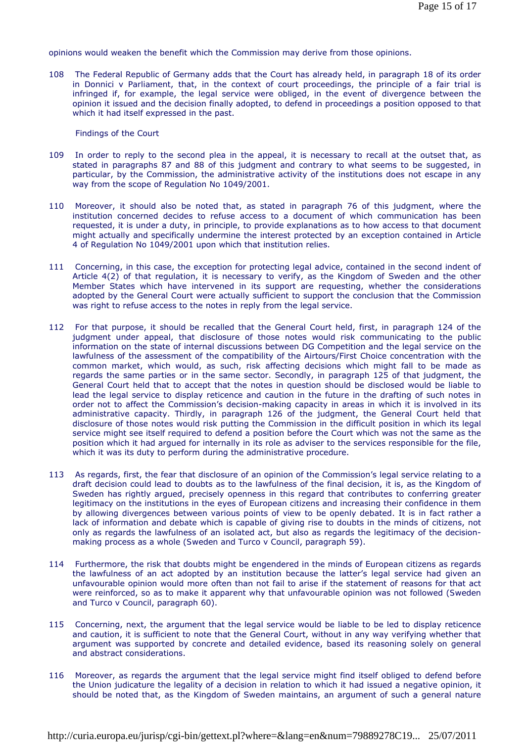opinions would weaken the benefit which the Commission may derive from those opinions.

108 The Federal Republic of Germany adds that the Court has already held, in paragraph 18 of its order in Donnici v Parliament, that, in the context of court proceedings, the principle of a fair trial is infringed if, for example, the legal service were obliged, in the event of divergence between the opinion it issued and the decision finally adopted, to defend in proceedings a position opposed to that which it had itself expressed in the past.

Findings of the Court

109 In order to reply to the second plea in the appeal, it is necessary to recall at the outset that, as stated in paragraphs 87 and 88 of this judgment and contrary to what seems to be suggested, in particular, by the Commission, the administrative activity of the institutions does not escape in any way from the scope of Regulation No 1049/2001.

110 Moreover, it should also be noted that, as stated in paragraph 76 of this judgment, where the institution concerned decides to refuse access to a document of which communication has been requested, it is under a duty, in principle, to provide explanations as to how access to that document might actually and specifically undermine the interest protected by an exception contained in Article 4 of Regulation No 1049/2001 upon which that institution relies.

111 Concerning, in this case, the exception for protecting legal advice, contained in the second indent of Article 4(2) of that regulation, it is necessary to verify, as the Kingdom of Sweden and the other Member States which have intervened in its support are requesting, whether the considerations adopted by the General Court were actually sufficient to support the conclusion that the Commission was right to refuse access to the notes in reply from the legal service.

112 For that purpose, it should be recalled that the General Court held, first, in paragraph 124 of the judgment under appeal, that disclosure of those notes would risk communicating to the public information on the state of internal discussions between DG Competition and the legal service on the lawfulness of the assessment of the compatibility of the Airtours/First Choice concentration with the common market, which would, as such, risk affecting decisions which might fall to be made as regards the same parties or in the same sector. Secondly, in paragraph 125 of that judgment, the General Court held that to accept that the notes in question should be disclosed would be liable to lead the legal service to display reticence and caution in the future in the drafting of such notes in order not to affect the Commission's decision-making capacity in areas in which it is involved in its administrative capacity. Thirdly, in paragraph 126 of the judgment, the General Court held that disclosure of those notes would risk putting the Commission in the difficult position in which its legal service might see itself required to defend a position before the Court which was not the same as the position which it had argued for internally in its role as adviser to the services responsible for the file, which it was its duty to perform during the administrative procedure.

113 As regards, first, the fear that disclosure of an opinion of the Commission's legal service relating to a draft decision could lead to doubts as to the lawfulness of the final decision, it is, as the Kingdom of Sweden has rightly argued, precisely openness in this regard that contributes to conferring greater legitimacy on the institutions in the eyes of European citizens and increasing their confidence in them by allowing divergences between various points of view to be openly debated. It is in fact rather a lack of information and debate which is capable of giving rise to doubts in the minds of citizens, not only as regards the lawfulness of an isolated act, but also as regards the legitimacy of the decision-making process as a whole (Sweden and Turco v Council, paragraph 59).

114 Furthermore, the risk that doubts might be engendered in the minds of European citizens as regards the lawfulness of an act adopted by an institution because the latter's legal service had given an unfavourable opinion would more often than not fail to arise if the statement of reasons for that act were reinforced, so as to make it apparent why that unfavourable opinion was not followed (Sweden and Turco v Council, paragraph 60).

115 Concerning, next, the argument that the legal service would be liable to be led to display reticence and caution, it is sufficient to note that the General Court, without in any way verifying whether that argument was supported by concrete and detailed evidence, based its reasoning solely on general and abstract considerations.

116 Moreover, as regards the argument that the legal service might find itself obliged to defend before the Union judicature the legality of a decision in relation to which it had issued a negative opinion, it should be noted that, as the Kingdom of Sweden maintains, an argument of such a general nature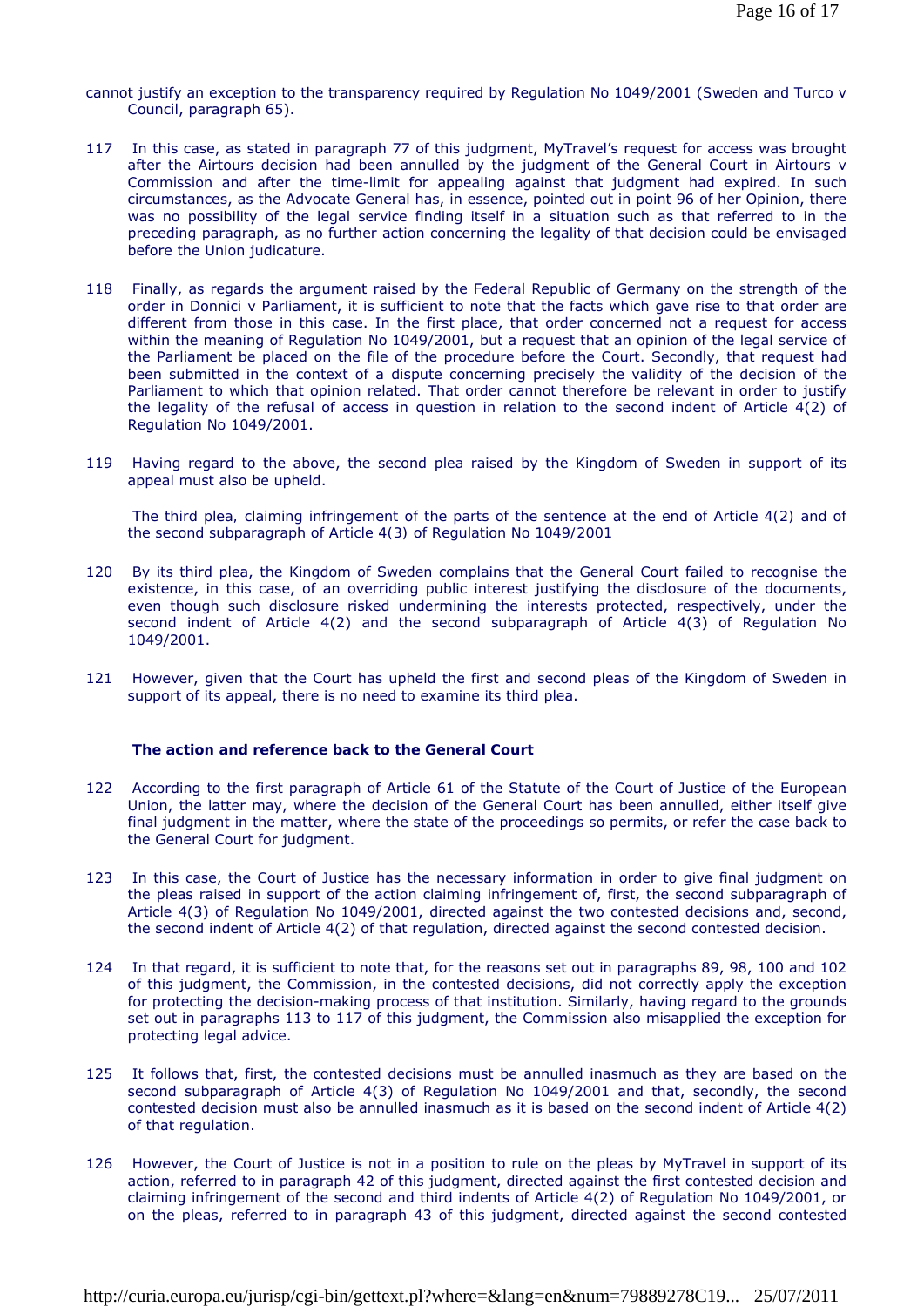cannot justify an exception to the transparency required by Regulation No 1049/2001 (Sweden and Turco v Council, paragraph 65).

117 In this case, as stated in paragraph 77 of this judgment, MyTravel's request for access was brought after the Airtours decision had been annulled by the judgment of the General Court in Airtours v Commission and after the time-limit for appealing against that judgment had expired. In such circumstances, as the Advocate General has, in essence, pointed out in point 96 of her Opinion, there was no possibility of the legal service finding itself in a situation such as that referred to in the preceding paragraph, as no further action concerning the legality of that decision could be envisaged before the Union judicature.

118 Finally, as regards the argument raised by the Federal Republic of Germany on the strength of the order in Donnici v Parliament, it is sufficient to note that the facts which gave rise to that order are different from those in this case. In the first place, that order concerned not a request for access within the meaning of Regulation No 1049/2001, but a request that an opinion of the legal service of the Parliament be placed on the file of the procedure before the Court. Secondly, that request had been submitted in the context of a dispute concerning precisely the validity of the decision of the Parliament to which that opinion related. That order cannot therefore be relevant in order to justify the legality of the refusal of access in question in relation to the second indent of Article 4(2) of Regulation No 1049/2001.

119 Having regard to the above, the second plea raised by the Kingdom of Sweden in support of its appeal must also be upheld.

The third plea, claiming infringement of the parts of the sentence at the end of Article 4(2) and of the second subparagraph of Article 4(3) of Regulation No 1049/2001

120 By its third plea, the Kingdom of Sweden complains that the General Court failed to recognise the existence, in this case, of an overriding public interest justifying the disclosure of the documents, even though such disclosure risked undermining the interests protected, respectively, under the second indent of Article 4(2) and the second subparagraph of Article 4(3) of Regulation No 1049/2001.

121 However, given that the Court has upheld the first and second pleas of the Kingdom of Sweden in support of its appeal, there is no need to examine its third plea.

**The action and reference back to the General Court**

122 According to the first paragraph of Article 61 of the Statute of the Court of Justice of the European Union, the latter may, where the decision of the General Court has been annulled, either itself give final judgment in the matter, where the state of the proceedings so permits, or refer the case back to the General Court for judgment.

123 In this case, the Court of Justice has the necessary information in order to give final judgment on the pleas raised in support of the action claiming infringement of, first, the second subparagraph of Article 4(3) of Regulation No 1049/2001, directed against the two contested decisions and, second, the second indent of Article 4(2) of that regulation, directed against the second contested decision.

124 In that regard, it is sufficient to note that, for the reasons set out in paragraphs 89, 98, 100 and 102 of this judgment, the Commission, in the contested decisions, did not correctly apply the exception for protecting the decision-making process of that institution. Similarly, having regard to the grounds set out in paragraphs 113 to 117 of this judgment, the Commission also misapplied the exception for protecting legal advice.

125 It follows that, first, the contested decisions must be annulled inasmuch as they are based on the second subparagraph of Article 4(3) of Regulation No 1049/2001 and that, secondly, the second contested decision must also be annulled inasmuch as it is based on the second indent of Article 4(2) of that regulation.

126 However, the Court of Justice is not in a position to rule on the pleas by MyTravel in support of its action, referred to in paragraph 42 of this judgment, directed against the first contested decision and claiming infringement of the second and third indents of Article 4(2) of Regulation No 1049/2001, or on the pleas, referred to in paragraph 43 of this judgment, directed against the second contested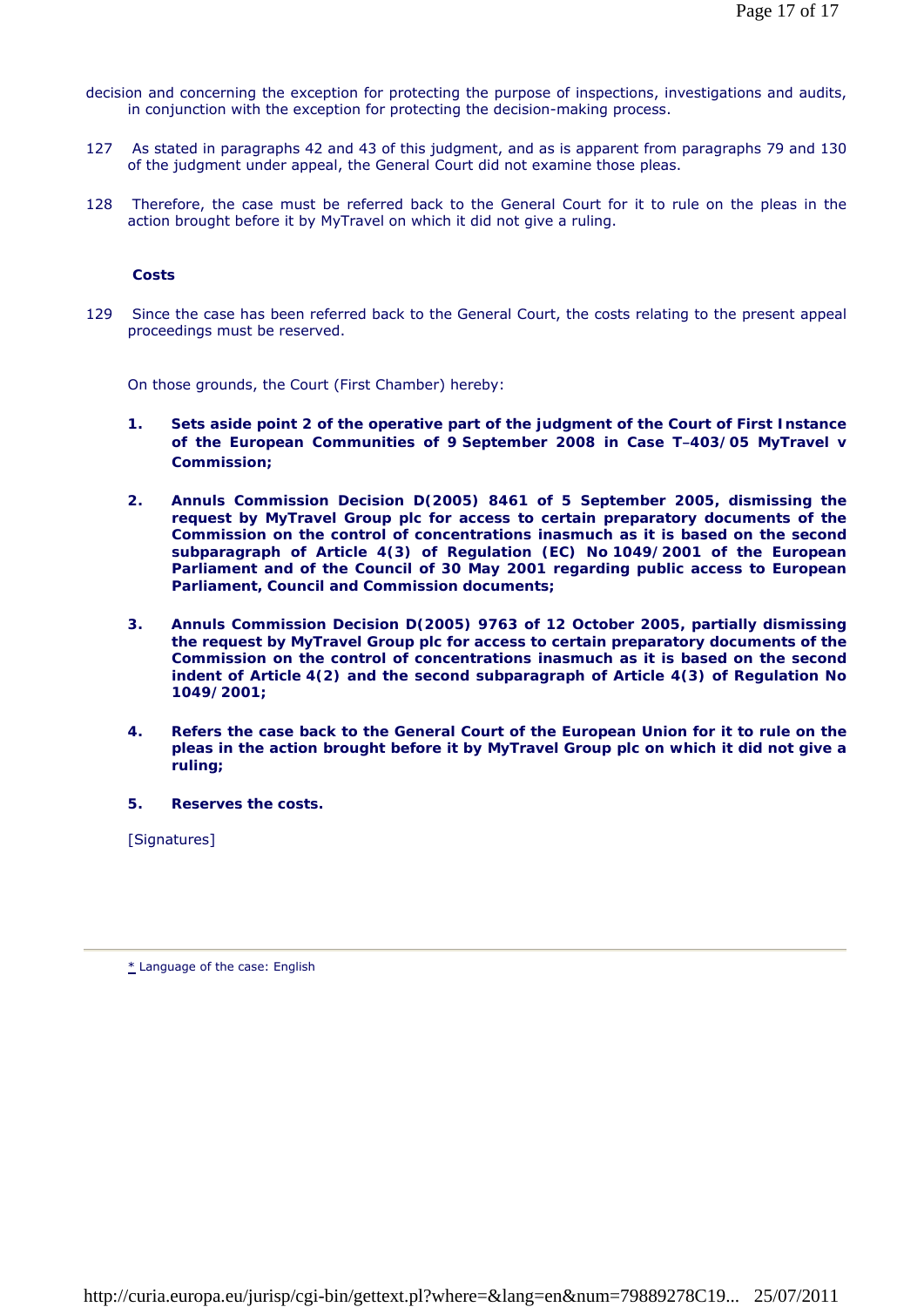decision and concerning the exception for protecting the purpose of inspections, investigations and audits, in conjunction with the exception for protecting the decision-making process.

127 As stated in paragraphs 42 and 43 of this judgment, and as is apparent from paragraphs 79 and 130 of the judgment under appeal, the General Court did not examine those pleas.

128 Therefore, the case must be referred back to the General Court for it to rule on the pleas in the action brought before it by MyTravel on which it did not give a ruling.

**Costs**

129 Since the case has been referred back to the General Court, the costs relating to the present appeal proceedings must be reserved.

On those grounds, the Court (First Chamber) hereby:

1. **Sets aside point 2 of the operative part of the judgment of the Court of First Instance of the European Communities of 9 September 2008 in Case T‑403/05 MyTravel v Commission;**

2. **Annuls Commission Decision D(2005) 8461 of 5 September 2005, dismissing the request by MyTravel Group plc for access to certain preparatory documents of the Commission on the control of concentrations inasmuch as it is based on the second subparagraph of Article 4(3) of Regulation (EC) No 1049/2001 of the European Parliament and of the Council of 30 May 2001 regarding public access to European Parliament, Council and Commission documents;**

3. **Annuls Commission Decision D(2005) 9763 of 12 October 2005, partially dismissing the request by MyTravel Group plc for access to certain preparatory documents of the Commission on the control of concentrations inasmuch as it is based on the second indent of Article 4(2) and the second subparagraph of Article 4(3) of Regulation No 1049/2001;**

4. **Refers the case back to the General Court of the European Union for it to rule on the pleas in the action brought before it by MyTravel Group plc on which it did not give a ruling;**

5. **Reserves the costs.**

[Signatures]

---

\* Language of the case: English